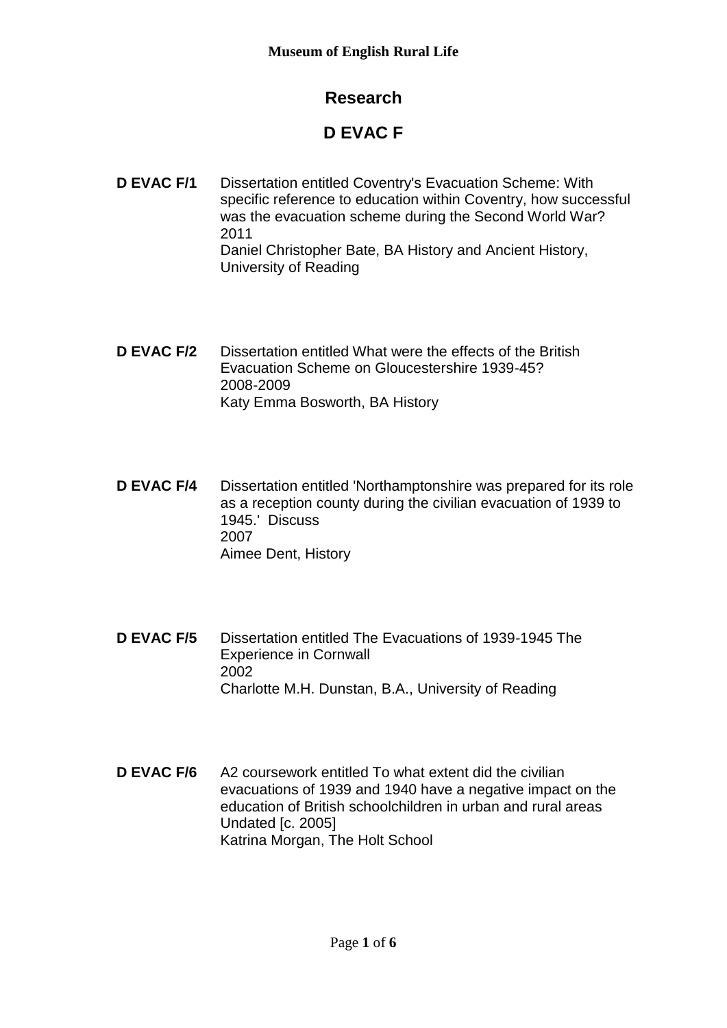**Museum of English Rural Life**

# Research

## D EVAC F

**D EVAC F/1** Dissertation entitled Coventry's Evacuation Scheme: With specific reference to education within Coventry, how successful was the evacuation scheme during the Second World War?
2011
Daniel Christopher Bate, BA History and Ancient History, University of Reading

**D EVAC F/2** Dissertation entitled What were the effects of the British Evacuation Scheme on Gloucestershire 1939-45?
2008-2009
Katy Emma Bosworth, BA History

**D EVAC F/4** Dissertation entitled 'Northamptonshire was prepared for its role as a reception county during the civilian evacuation of 1939 to 1945.' Discuss
2007
Aimee Dent, History

**D EVAC F/5** Dissertation entitled The Evacuations of 1939-1945 The Experience in Cornwall
2002
Charlotte M.H. Dunstan, B.A., University of Reading

**D EVAC F/6** A2 coursework entitled To what extent did the civilian evacuations of 1939 and 1940 have a negative impact on the education of British schoolchildren in urban and rural areas
Undated [c. 2005]
Katrina Morgan, The Holt School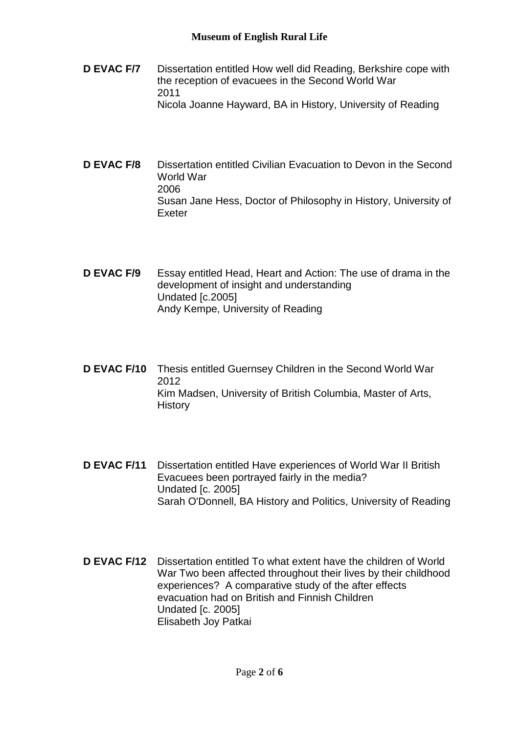**D EVAC F/7** Dissertation entitled How well did Reading, Berkshire cope with the reception of evacuees in the Second World War
2011
Nicola Joanne Hayward, BA in History, University of Reading

**D EVAC F/8** Dissertation entitled Civilian Evacuation to Devon in the Second World War
2006
Susan Jane Hess, Doctor of Philosophy in History, University of Exeter

**D EVAC F/9** Essay entitled Head, Heart and Action: The use of drama in the development of insight and understanding
Undated [c.2005]
Andy Kempe, University of Reading

**D EVAC F/10** Thesis entitled Guernsey Children in the Second World War
2012
Kim Madsen, University of British Columbia, Master of Arts, History

**D EVAC F/11** Dissertation entitled Have experiences of World War II British Evacuees been portrayed fairly in the media?
Undated [c. 2005]
Sarah O'Donnell, BA History and Politics, University of Reading

**D EVAC F/12** Dissertation entitled To what extent have the children of World War Two been affected throughout their lives by their childhood experiences? A comparative study of the after effects evacuation had on British and Finnish Children
Undated [c. 2005]
Elisabeth Joy Patkai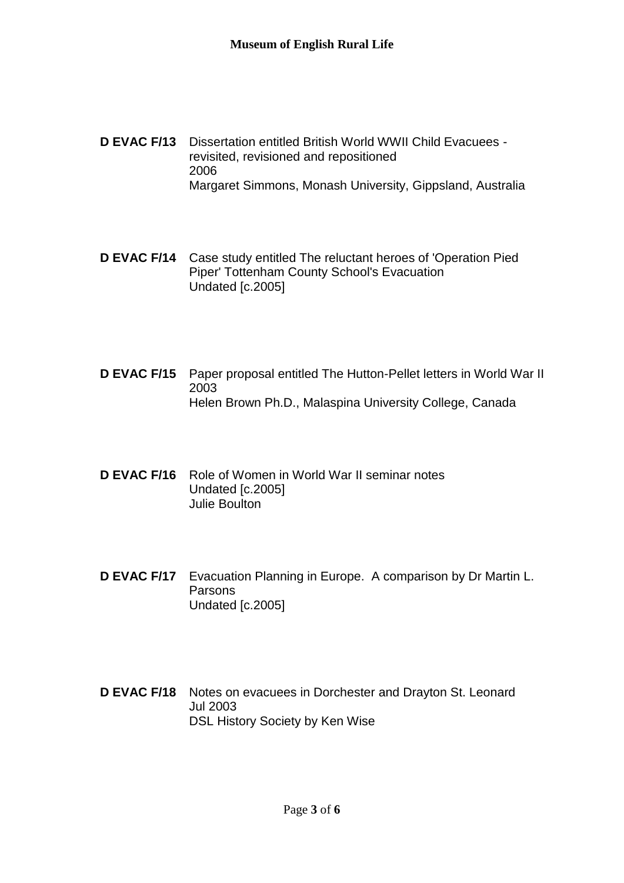**D EVAC F/13** Dissertation entitled British World WWII Child Evacuees - revisited, revisioned and repositioned
2006
Margaret Simmons, Monash University, Gippsland, Australia

**D EVAC F/14** Case study entitled The reluctant heroes of 'Operation Pied Piper' Tottenham County School's Evacuation
Undated [c.2005]

**D EVAC F/15** Paper proposal entitled The Hutton-Pellet letters in World War II
2003
Helen Brown Ph.D., Malaspina University College, Canada

**D EVAC F/16** Role of Women in World War II seminar notes
Undated [c.2005]
Julie Boulton

**D EVAC F/17** Evacuation Planning in Europe. A comparison by Dr Martin L. Parsons
Undated [c.2005]

**D EVAC F/18** Notes on evacuees in Dorchester and Drayton St. Leonard
Jul 2003
DSL History Society by Ken Wise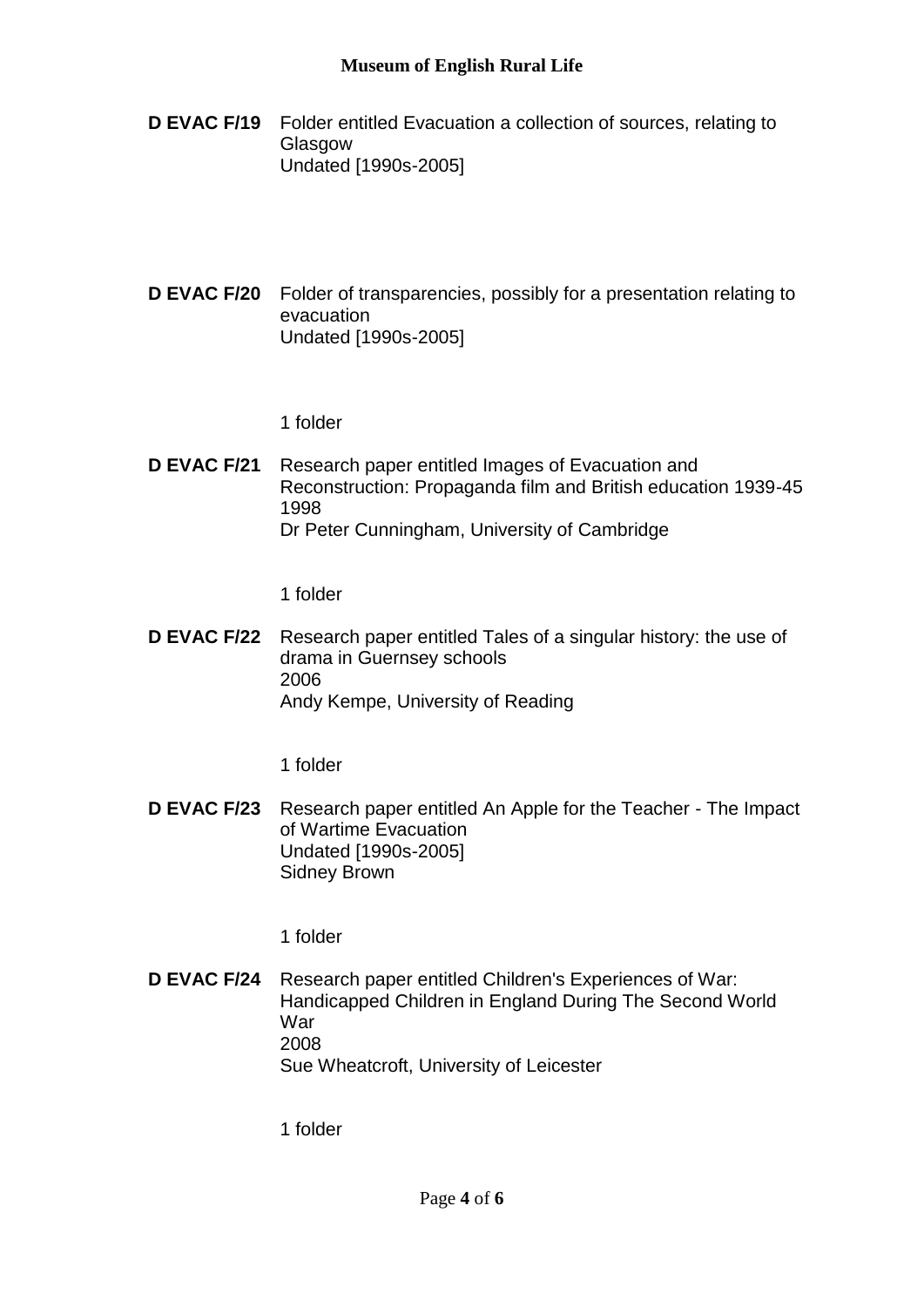**D EVAC F/19** Folder entitled Evacuation a collection of sources, relating to Glasgow
Undated [1990s-2005]

**D EVAC F/20** Folder of transparencies, possibly for a presentation relating to evacuation
Undated [1990s-2005]

1 folder

**D EVAC F/21** Research paper entitled Images of Evacuation and Reconstruction: Propaganda film and British education 1939-45
1998
Dr Peter Cunningham, University of Cambridge

1 folder

**D EVAC F/22** Research paper entitled Tales of a singular history: the use of drama in Guernsey schools
2006
Andy Kempe, University of Reading

1 folder

**D EVAC F/23** Research paper entitled An Apple for the Teacher - The Impact of Wartime Evacuation
Undated [1990s-2005]
Sidney Brown

1 folder

**D EVAC F/24** Research paper entitled Children's Experiences of War: Handicapped Children in England During The Second World War
2008
Sue Wheatcroft, University of Leicester

1 folder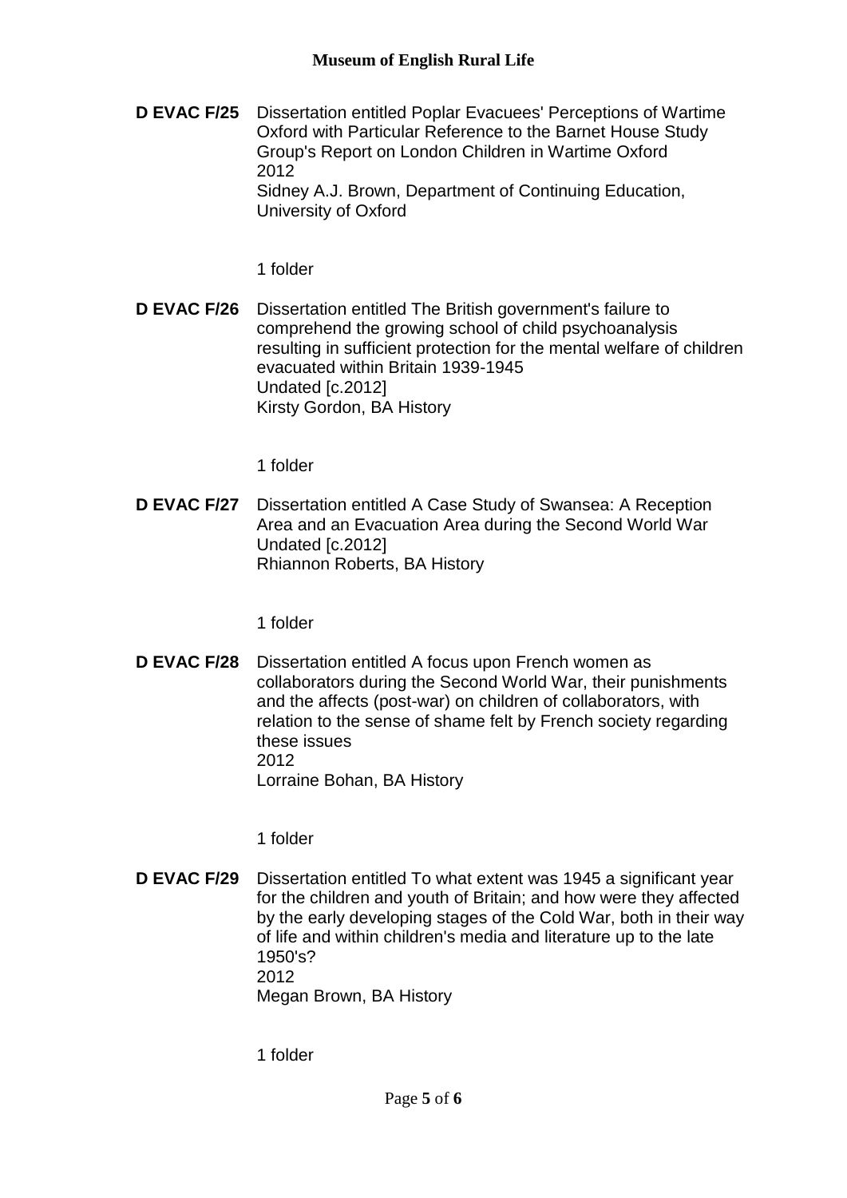**D EVAC F/25** Dissertation entitled Poplar Evacuees' Perceptions of Wartime Oxford with Particular Reference to the Barnet House Study Group's Report on London Children in Wartime Oxford
2012
Sidney A.J. Brown, Department of Continuing Education, University of Oxford

1 folder

**D EVAC F/26** Dissertation entitled The British government's failure to comprehend the growing school of child psychoanalysis resulting in sufficient protection for the mental welfare of children evacuated within Britain 1939-1945
Undated [c.2012]
Kirsty Gordon, BA History

1 folder

**D EVAC F/27** Dissertation entitled A Case Study of Swansea: A Reception Area and an Evacuation Area during the Second World War
Undated [c.2012]
Rhiannon Roberts, BA History

1 folder

**D EVAC F/28** Dissertation entitled A focus upon French women as collaborators during the Second World War, their punishments and the affects (post-war) on children of collaborators, with relation to the sense of shame felt by French society regarding these issues
2012
Lorraine Bohan, BA History

1 folder

**D EVAC F/29** Dissertation entitled To what extent was 1945 a significant year for the children and youth of Britain; and how were they affected by the early developing stages of the Cold War, both in their way of life and within children's media and literature up to the late 1950's?
2012
Megan Brown, BA History

1 folder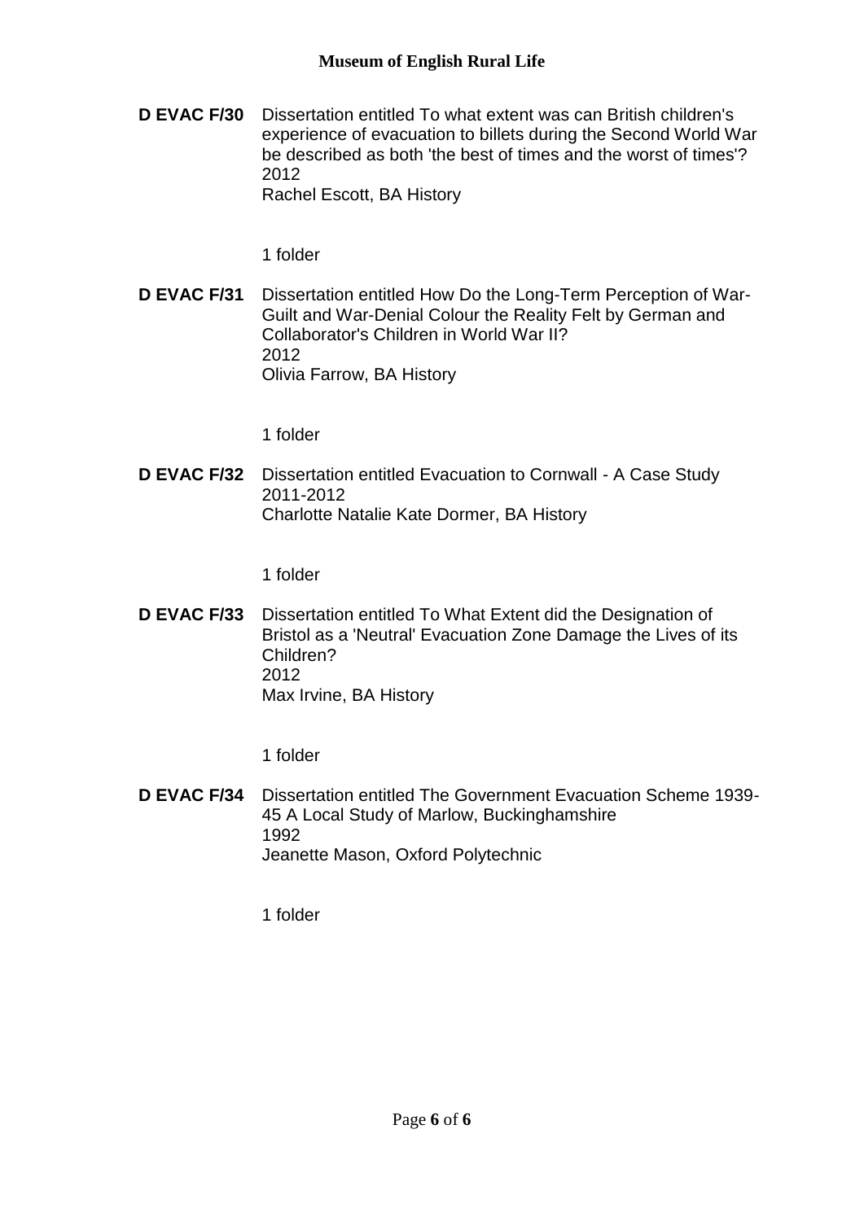**D EVAC F/30** Dissertation entitled To what extent was can British children's experience of evacuation to billets during the Second World War be described as both 'the best of times and the worst of times'?
2012
Rachel Escott, BA History

1 folder

**D EVAC F/31** Dissertation entitled How Do the Long-Term Perception of War-Guilt and War-Denial Colour the Reality Felt by German and Collaborator's Children in World War II?
2012
Olivia Farrow, BA History

1 folder

**D EVAC F/32** Dissertation entitled Evacuation to Cornwall - A Case Study
2011-2012
Charlotte Natalie Kate Dormer, BA History

1 folder

**D EVAC F/33** Dissertation entitled To What Extent did the Designation of Bristol as a 'Neutral' Evacuation Zone Damage the Lives of its Children?
2012
Max Irvine, BA History

1 folder

**D EVAC F/34** Dissertation entitled The Government Evacuation Scheme 1939-45 A Local Study of Marlow, Buckinghamshire
1992
Jeanette Mason, Oxford Polytechnic

1 folder